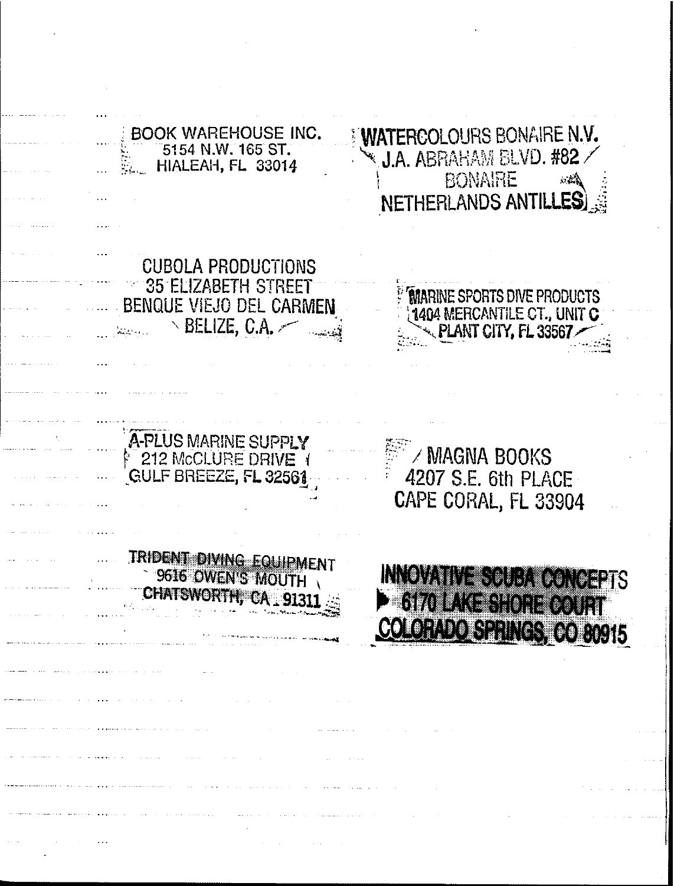BOOK WAREHOUSE INC.
5154 N.W. 165 ST.
HIALEAH, FL 33014

WATERCOLOURS BONAIRE N.V.
J.A. ABRAHAM BLVD. #82
BONAIRE
NETHERLANDS ANTILLES

CUBOLA PRODUCTIONS
35 ELIZABETH STREET
BENQUE VIEJO DEL CARMEN
BELIZE, C.A.

MARINE SPORTS DIVE PRODUCTS
1404 MERCANTILE CT., UNIT C
PLANT CITY, FL 33567

A-PLUS MARINE SUPPLY
212 McCLURE DRIVE
GULF BREEZE, FL 32561

MAGNA BOOKS
4207 S.E. 6th PLACE
CAPE CORAL, FL 33904

TRIDENT DIVING EQUIPMENT
9616 OWEN'S MOUTH
CHATSWORTH, CA 91311

INNOVATIVE SCUBA CONCEPTS
6170 LAKE SHORE COURT
COLORADO SPRINGS, CO 80915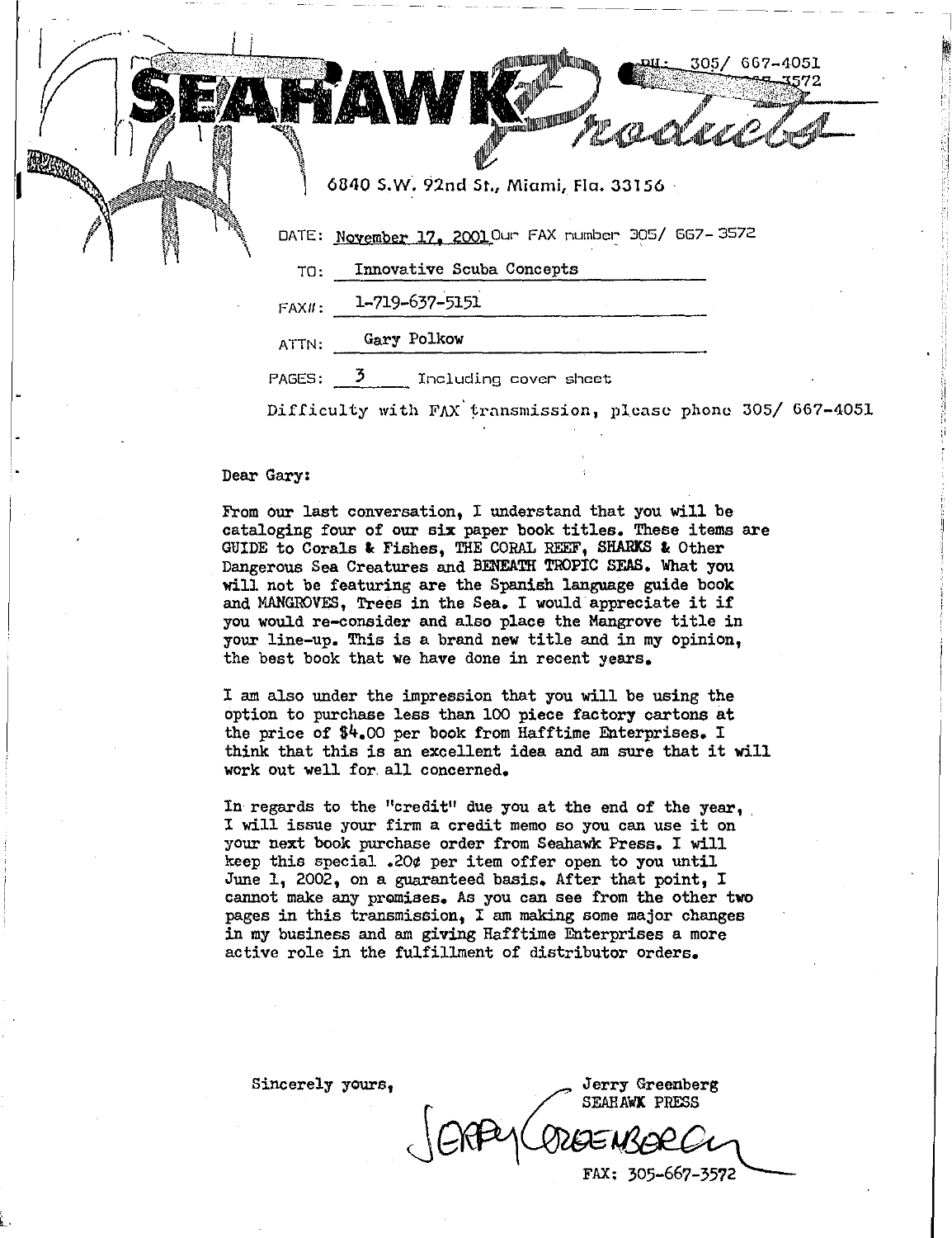# SEAHAWK Products

PH: 305/ 667-4051
FAX: 305/ 667-3572

6840 S.W. 92nd St., Miami, Fla. 33156

DATE: November 17, 2001 Our FAX number 305/ 667-3572

TO: Innovative Scuba Concepts

FAX#: 1-719-637-5151

ATTN: Gary Polkow

PAGES: 3 Including cover sheet

Difficulty with FAX transmission, please phone 305/ 667-4051

Dear Gary:

From our last conversation, I understand that you will be cataloging four of our six paper book titles. These items are GUIDE to Corals & Fishes, THE CORAL REEF, SHARKS & Other Dangerous Sea Creatures and BENEATH TROPIC SEAS. What you will not be featuring are the Spanish language guide book and MANGROVES, Trees in the Sea. I would appreciate it if you would re-consider and also place the Mangrove title in your line-up. This is a brand new title and in my opinion, the best book that we have done in recent years.

I am also under the impression that you will be using the option to purchase less than 100 piece factory cartons at the price of $4.00 per book from Hafftime Enterprises. I think that this is an excellent idea and am sure that it will work out well for all concerned.

In regards to the "credit" due you at the end of the year, I will issue your firm a credit memo so you can use it on your next book purchase order from Seahawk Press. I will keep this special .20¢ per item offer open to you until June 1, 2002, on a guaranteed basis. After that point, I cannot make any promises. As you can see from the other two pages in this transmission, I am making some major changes in my business and am giving Hafftime Enterprises a more active role in the fulfillment of distributor orders.

Sincerely yours,

Jerry Greenberg
SEAHAWK PRESS

Jerry Greenberg

FAX: 305-667-3572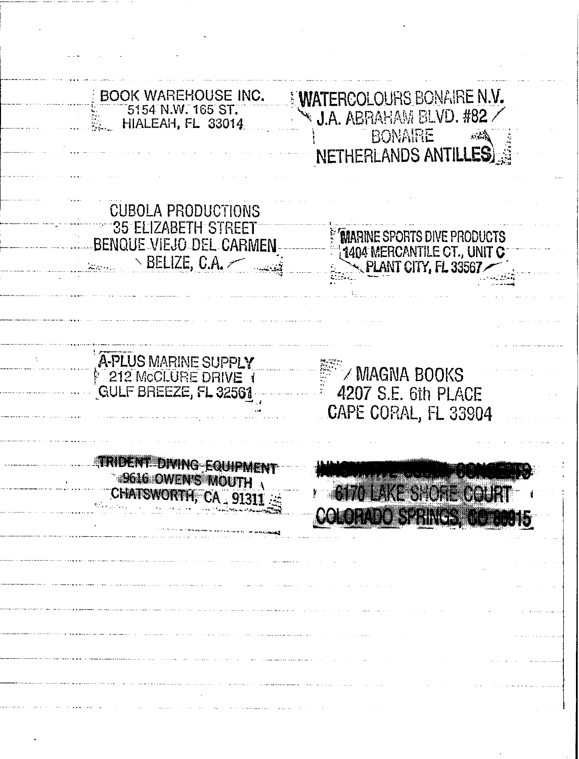BOOK WAREHOUSE INC.
5154 N.W. 165 ST.
HIALEAH, FL 33014

WATERCOLOURS BONAIRE N.V.
J.A. ABRAHAM BLVD. #82
BONAIRE
NETHERLANDS ANTILLES

CUBOLA PRODUCTIONS
35 ELIZABETH STREET
BENQUE VIEJO DEL CARMEN
BELIZE, C.A.

MARINE SPORTS DIVE PRODUCTS
1404 MERCANTILE CT., UNIT C
PLANT CITY, FL 33567

A-PLUS MARINE SUPPLY
212 McCLURE DRIVE
GULF BREEZE, FL 32561

MAGNA BOOKS
4207 S.E. 6th PLACE
CAPE CORAL, FL 33904

TRIDENT DIVING EQUIPMENT
9616 OWEN'S MOUTH
CHATSWORTH, CA 91311

INNOVATIVE SCUBA CONCEPTS
6170 LAKE SHORE COURT
COLORADO SPRINGS, CO 80915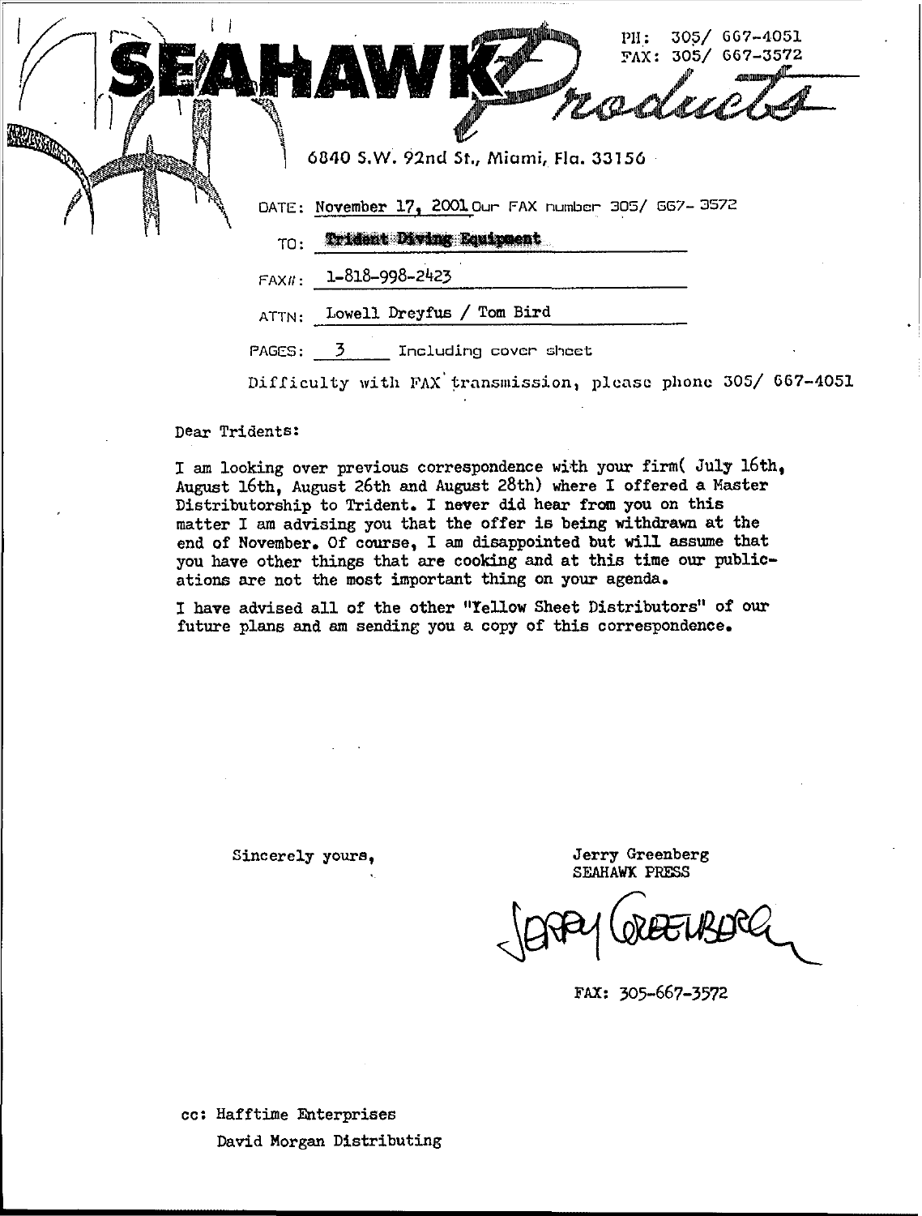**SEAHAWK *Products***

PH: 305/ 667-4051
FAX: 305/ 667-3572

6840 S.W. 92nd St., Miami, Fla. 33156

DATE: November 17, 2001 Our FAX number 305/ 667- 3572

TO: Trident Diving Equipment

FAX#: 1-818-998-2423

ATTN: Lowell Dreyfus / Tom Bird

PAGES: 3 Including cover sheet

Difficulty with FAX transmission, please phone 305/ 667-4051

Dear Tridents:

I am looking over previous correspondence with your firm( July 16th, August 16th, August 26th and August 28th) where I offered a Master Distributorship to Trident. I never did hear from you on this matter I am advising you that the offer is being withdrawn at the end of November. Of course, I am disappointed but will assume that you have other things that are cooking and at this time our publications are not the most important thing on your agenda.

I have advised all of the other "Yellow Sheet Distributors" of our future plans and am sending you a copy of this correspondence.

Sincerely yours,

Jerry Greenberg
SEAHAWK PRESS

Jerry Greenberg

FAX: 305-667-3572

cc: Hafftime Enterprises
David Morgan Distributing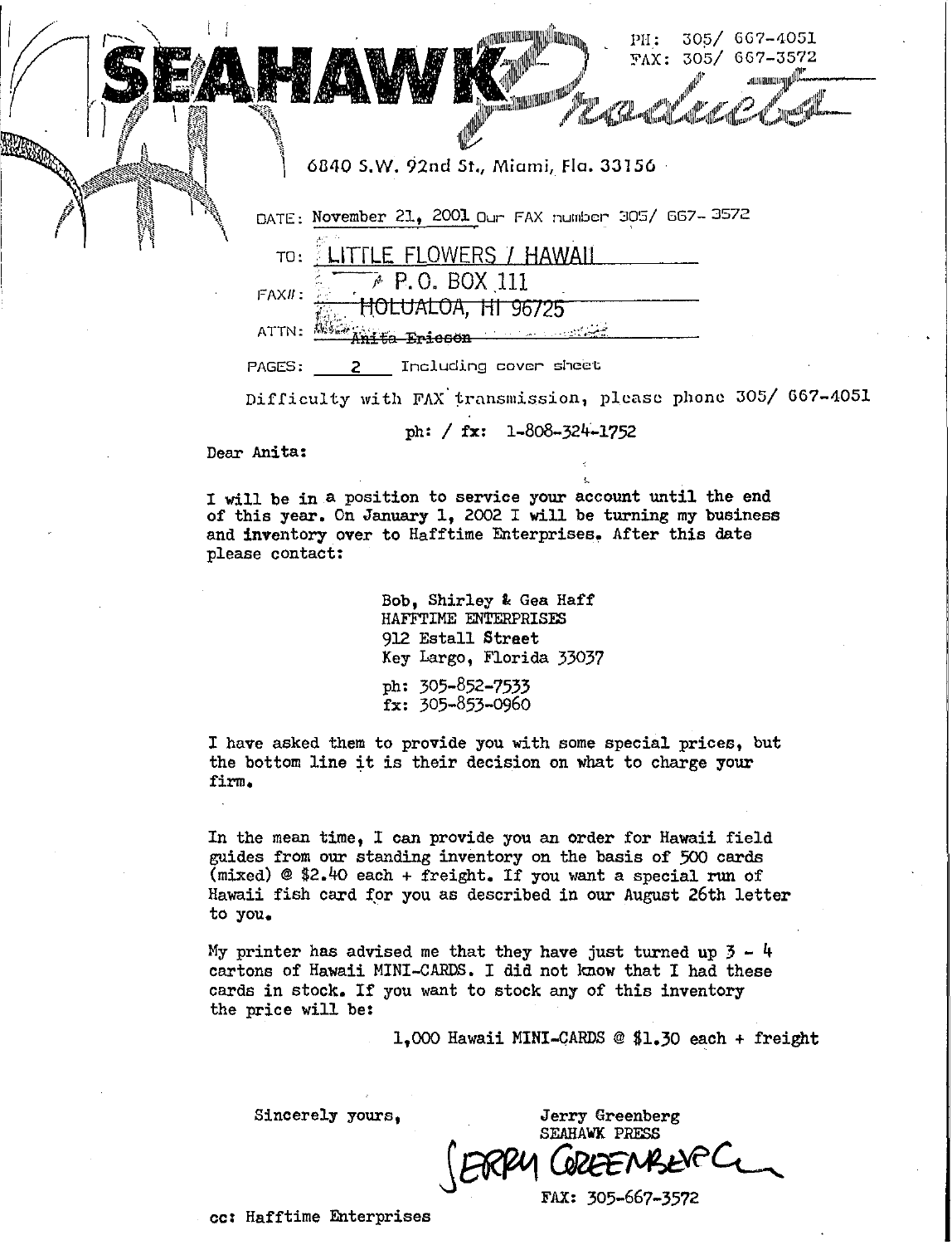# SEAHAWK Products

PH: 305/ 667-4051
FAX: 305/ 667-3572

6840 S.W. 92nd St., Miami, Fla. 33156

DATE: November 21, 2001 Our FAX number 305/ 667- 3572

TO: LITTLE FLOWERS / HAWAII

FAX#: P.O. BOX 111
HOLUALOA, HI 96725

ATTN: ~~Anita Ericson~~

PAGES: 2 Including cover sheet

Difficulty with FAX transmission, please phone 305/ 667-4051

ph: / fx: 1-808-324-1752

Dear Anita:

I will be in a position to service your account until the end of this year. On January 1, 2002 I will be turning my business and inventory over to Hafftime Enterprises. After this date please contact:

Bob, Shirley & Gea Haff
HAFFTIME ENTERPRISES
912 Estall Street
Key Largo, Florida 33037

ph: 305-852-7533
fx: 305-853-0960

I have asked them to provide you with some special prices, but the bottom line it is their decision on what to charge your firm.

In the mean time, I can provide you an order for Hawaii field guides from our standing inventory on the basis of 500 cards (mixed) @ $2.40 each + freight. If you want a special run of Hawaii fish card for you as described in our August 26th letter to you.

My printer has advised me that they have just turned up 3 - 4 cartons of Hawaii MINI-CARDS. I did not know that I had these cards in stock. If you want to stock any of this inventory the price will be:

1,000 Hawaii MINI-CARDS @ $1.30 each + freight

Sincerely yours,

Jerry Greenberg
SEAHAWK PRESS

Jerry Greenberg

FAX: 305-667-3572

cc: Hafftime Enterprises